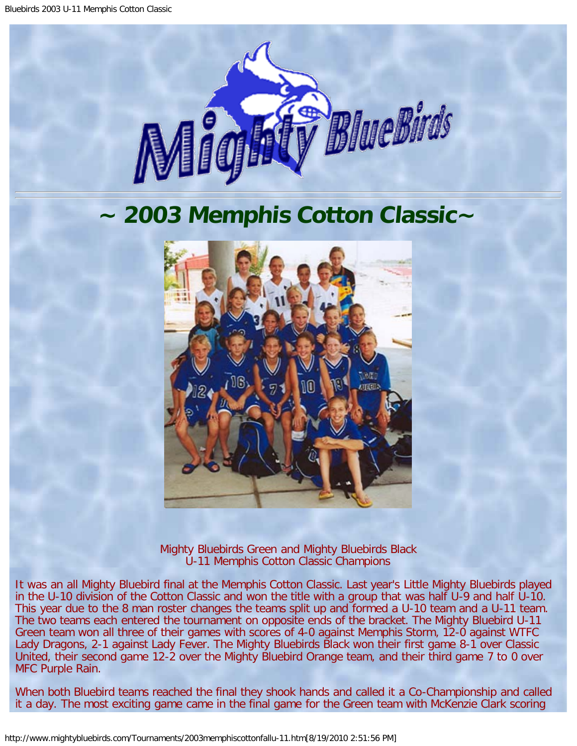# ~ 2003 Memphis Cotton Classic~

Mighty Bluebirds Green and Mighty Bluebirds Black
U-11 Memphis Cotton Classic Champions

It was an all Mighty Bluebird final at the Memphis Cotton Classic. Last year's Little Mighty Bluebirds played in the U-10 division of the Cotton Classic and won the title with a group that was half U-9 and half U-10. This year due to the 8 man roster changes the teams split up and formed a U-10 team and a U-11 team. The two teams each entered the tournament on opposite ends of the bracket. The Mighty Bluebird U-11 Green team won all three of their games with scores of 4-0 against Memphis Storm, 12-0 against WTFC Lady Dragons, 2-1 against Lady Fever. The Mighty Bluebirds Black won their first game 8-1 over Classic United, their second game 12-2 over the Mighty Bluebird Orange team, and their third game 7 to 0 over MFC Purple Rain.

When both Bluebird teams reached the final they shook hands and called it a Co-Championship and called it a day. The most exciting game came in the final game for the Green team with McKenzie Clark scoring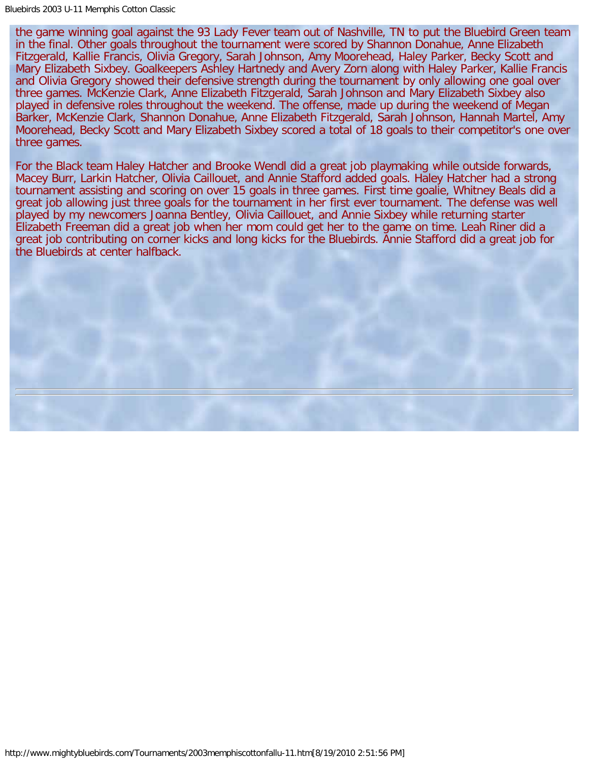the game winning goal against the 93 Lady Fever team out of Nashville, TN to put the Bluebird Green team in the final. Other goals throughout the tournament were scored by Shannon Donahue, Anne Elizabeth Fitzgerald, Kallie Francis, Olivia Gregory, Sarah Johnson, Amy Moorehead, Haley Parker, Becky Scott and Mary Elizabeth Sixbey. Goalkeepers Ashley Hartnedy and Avery Zorn along with Haley Parker, Kallie Francis and Olivia Gregory showed their defensive strength during the tournament by only allowing one goal over three games. McKenzie Clark, Anne Elizabeth Fitzgerald, Sarah Johnson and Mary Elizabeth Sixbey also played in defensive roles throughout the weekend. The offense, made up during the weekend of Megan Barker, McKenzie Clark, Shannon Donahue, Anne Elizabeth Fitzgerald, Sarah Johnson, Hannah Martel, Amy Moorehead, Becky Scott and Mary Elizabeth Sixbey scored a total of 18 goals to their competitor's one over three games.

For the Black team Haley Hatcher and Brooke Wendl did a great job playmaking while outside forwards, Macey Burr, Larkin Hatcher, Olivia Caillouet, and Annie Stafford added goals. Haley Hatcher had a strong tournament assisting and scoring on over 15 goals in three games. First time goalie, Whitney Beals did a great job allowing just three goals for the tournament in her first ever tournament. The defense was well played by my newcomers Joanna Bentley, Olivia Caillouet, and Annie Sixbey while returning starter Elizabeth Freeman did a great job when her mom could get her to the game on time. Leah Riner did a great job contributing on corner kicks and long kicks for the Bluebirds. Annie Stafford did a great job for the Bluebirds at center halfback.